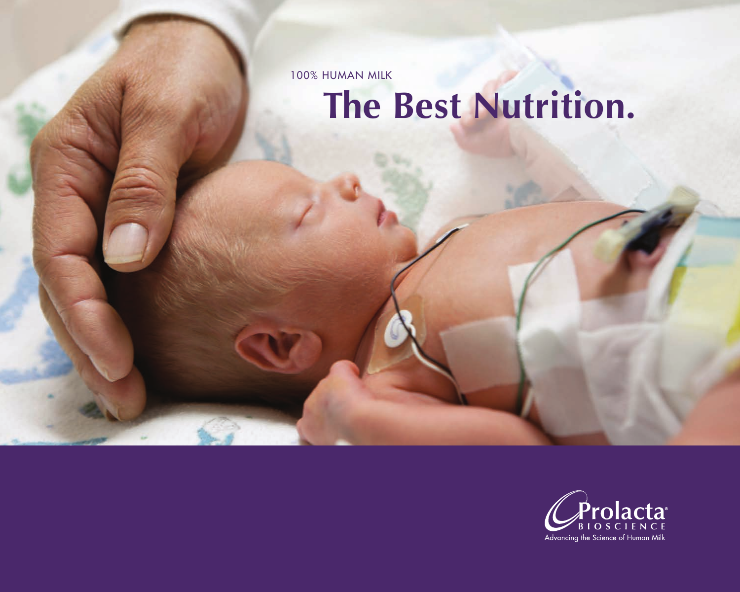100% HUMAN MILK

# The Best Nutrition.

Prolacta® BIOSCIENCE

Advancing the Science of Human Milk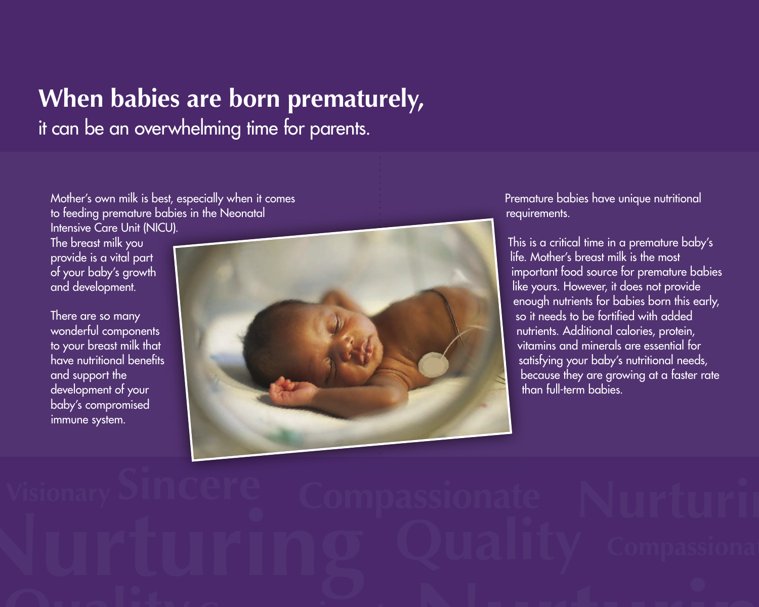# When babies are born prematurely,

it can be an overwhelming time for parents.

Mother's own milk is best, especially when it comes to feeding premature babies in the Neonatal Intensive Care Unit (NICU). The breast milk you provide is a vital part of your baby's growth and development.

There are so many wonderful components to your breast milk that have nutritional benefits and support the development of your baby's compromised immune system.

Premature babies have unique nutritional requirements.

This is a critical time in a premature baby's life. Mother's breast milk is the most important food source for premature babies like yours. However, it does not provide enough nutrients for babies born this early, so it needs to be fortified with added nutrients. Additional calories, protein, vitamins and minerals are essential for satisfying your baby's nutritional needs, because they are growing at a faster rate than full-term babies.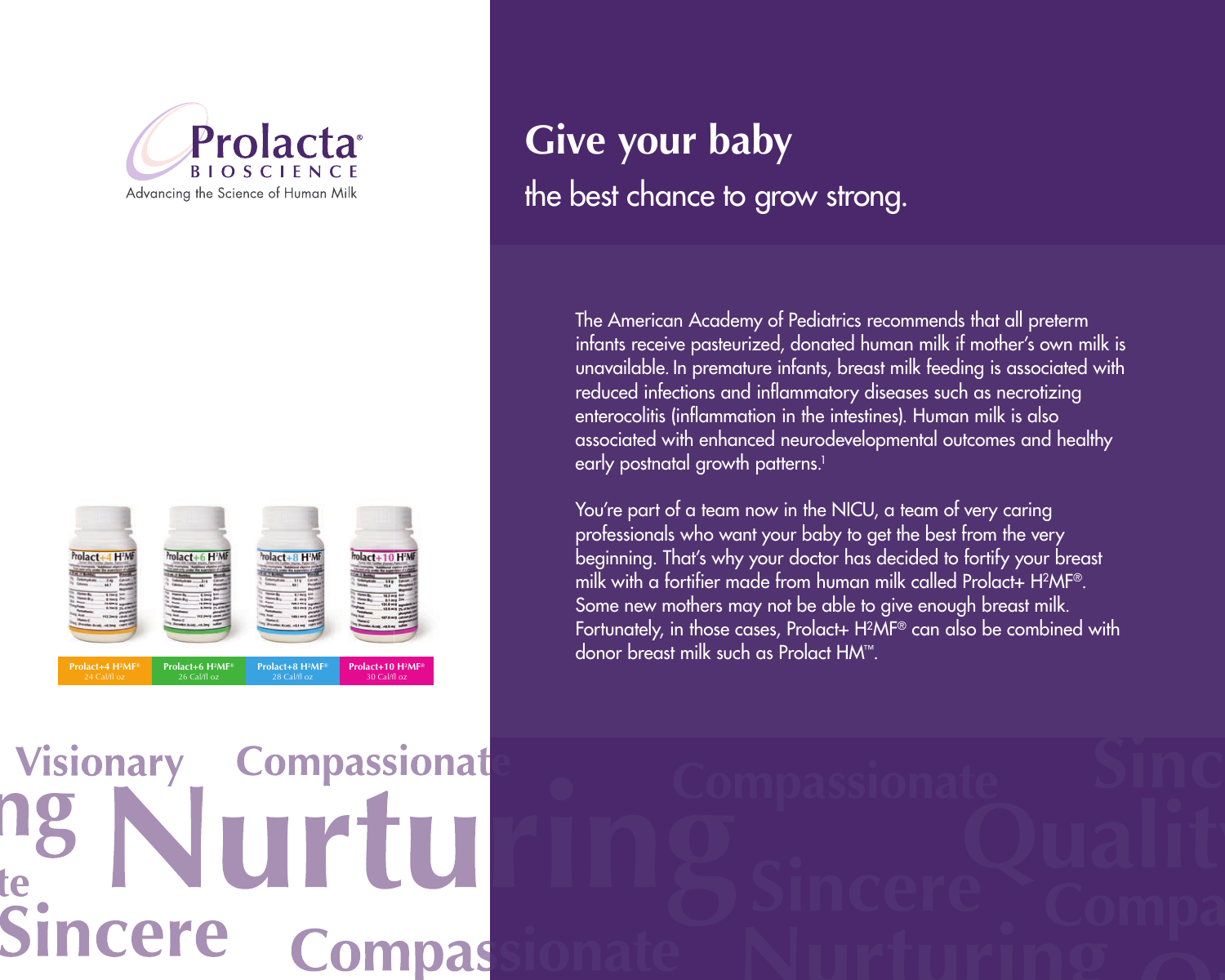Prolacta
BIOSCIENCE
Advancing the Science of Human Milk

# Give your baby

## the best chance to grow strong.

The American Academy of Pediatrics recommends that all preterm infants receive pasteurized, donated human milk if mother's own milk is unavailable. In premature infants, breast milk feeding is associated with reduced infections and inflammatory diseases such as necrotizing enterocolitis (inflammation in the intestines). Human milk is also associated with enhanced neurodevelopmental outcomes and healthy early postnatal growth patterns.[1]

You're part of a team now in the NICU, a team of very caring professionals who want your baby to get the best from the very beginning. That's why your doctor has decided to fortify your breast milk with a fortifier made from human milk called Prolact+ $H^2MF$®. Some new mothers may not be able to give enough breast milk. Fortunately, in those cases, Prolact+ $H^2MF$® can also be combined with donor breast milk such as Prolact HM™.

Prolact+4 $H^2MF$® 24 Cal/fl oz

Prolact+6 $H^2MF$® 26 Cal/fl oz

Prolact+8 $H^2MF$® 28 Cal/fl oz

Prolact+10 $H^2MF$® 30 Cal/fl oz

Visionary Compassionate Nurturing Sincere Compassionate Sincere Quality Nurturing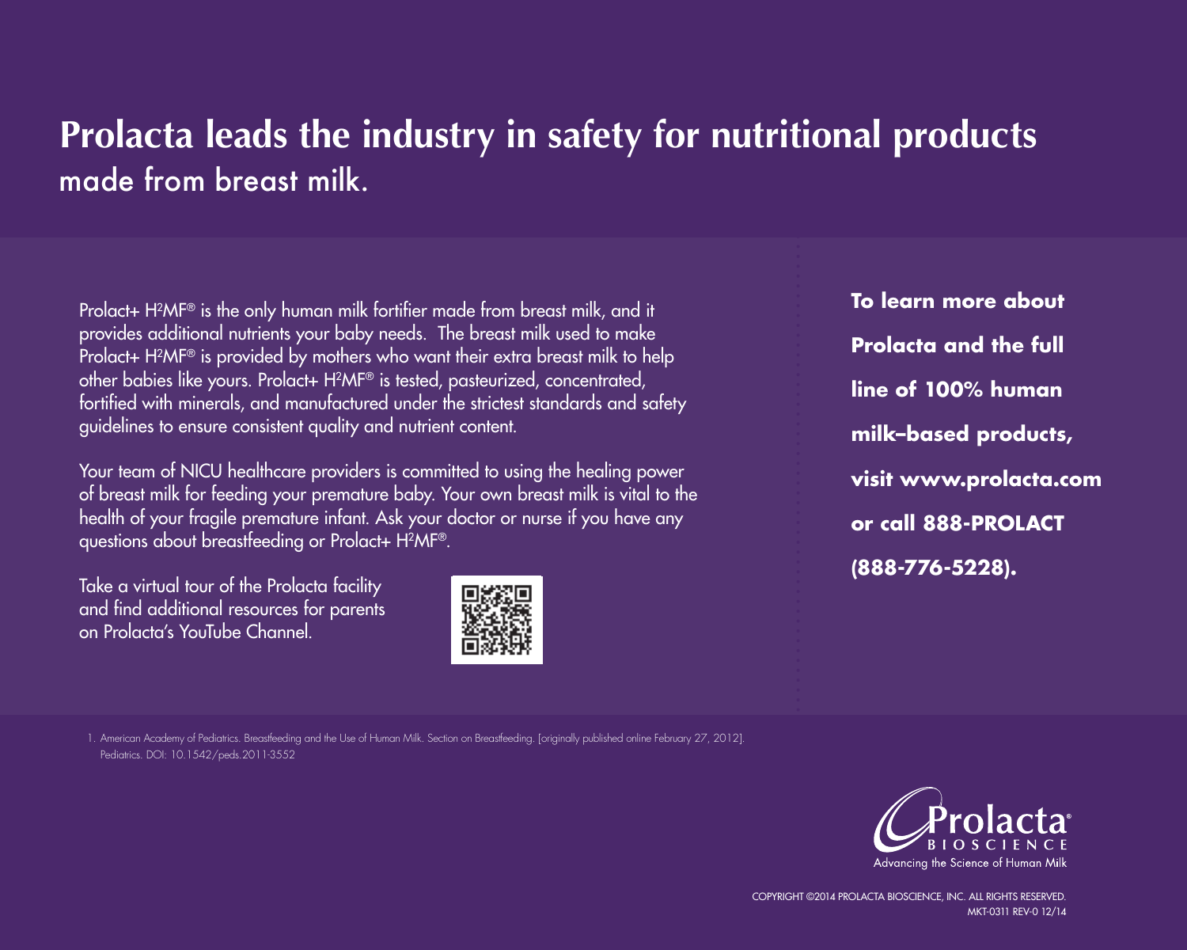# Prolacta leads the industry in safety for nutritional products made from breast milk.

Prolact+ $H^2MF$® is the only human milk fortifier made from breast milk, and it provides additional nutrients your baby needs. The breast milk used to make Prolact+ $H^2MF$® is provided by mothers who want their extra breast milk to help other babies like yours. Prolact+ $H^2MF$® is tested, pasteurized, concentrated, fortified with minerals, and manufactured under the strictest standards and safety guidelines to ensure consistent quality and nutrient content.

Your team of NICU healthcare providers is committed to using the healing power of breast milk for feeding your premature baby. Your own breast milk is vital to the health of your fragile premature infant. Ask your doctor or nurse if you have any questions about breastfeeding or Prolact+ $H^2MF$®.

Take a virtual tour of the Prolacta facility and find additional resources for parents on Prolacta's YouTube Channel.

**To learn more about Prolacta and the full line of 100% human milk–based products, visit www.prolacta.com or call 888-PROLACT (888-776-5228).**

1. American Academy of Pediatrics. Breastfeeding and the Use of Human Milk. Section on Breastfeeding. [originally published online February 27, 2012]. Pediatrics. DOI: 10.1542/peds.2011-3552

Prolacta® BIOSCIENCE
Advancing the Science of Human Milk

COPYRIGHT ©2014 PROLACTA BIOSCIENCE, INC. ALL RIGHTS RESERVED.
MKT-0311 REV-0 12/14